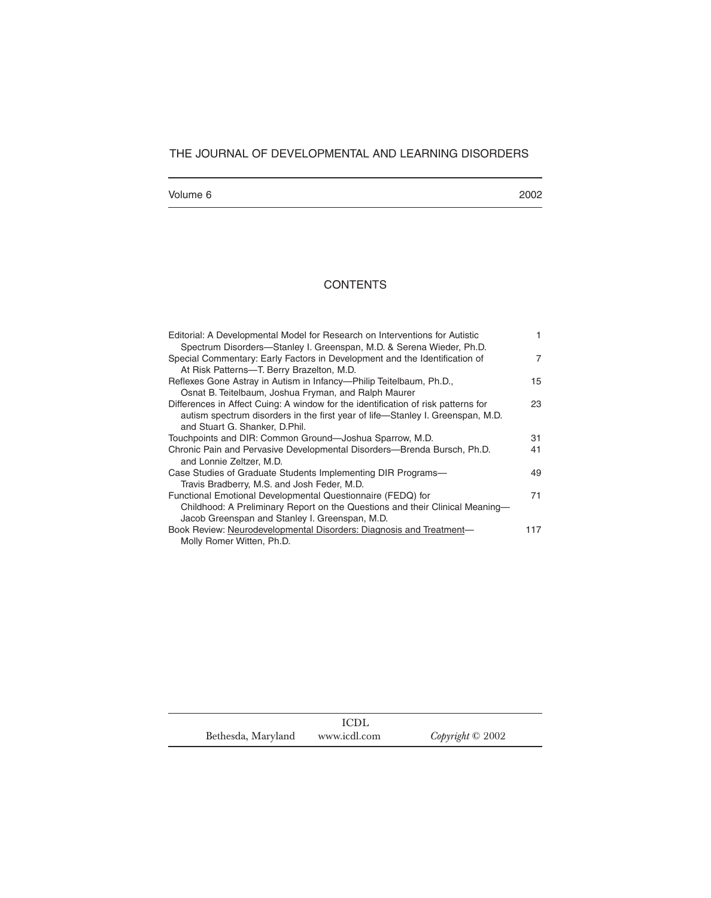# THE JOURNAL OF DEVELOPMENTAL AND LEARNING DISORDERS

Volume 6 — 2002

## CONTENTS

| | |
|---|---|
| Editorial: A Developmental Model for Research on Interventions for Autistic Spectrum Disorders—Stanley I. Greenspan, M.D. & Serena Wieder, Ph.D. | 1 |
| Special Commentary: Early Factors in Development and the Identification of At Risk Patterns—T. Berry Brazelton, M.D. | 7 |
| Reflexes Gone Astray in Autism in Infancy—Philip Teitelbaum, Ph.D., Osnat B. Teitelbaum, Joshua Fryman, and Ralph Maurer | 15 |
| Differences in Affect Cuing: A window for the identification of risk patterns for autism spectrum disorders in the first year of life—Stanley I. Greenspan, M.D. and Stuart G. Shanker, D.Phil. | 23 |
| Touchpoints and DIR: Common Ground—Joshua Sparrow, M.D. | 31 |
| Chronic Pain and Pervasive Developmental Disorders—Brenda Bursch, Ph.D. and Lonnie Zeltzer, M.D. | 41 |
| Case Studies of Graduate Students Implementing DIR Programs—Travis Bradberry, M.S. and Josh Feder, M.D. | 49 |
| Functional Emotional Developmental Questionnaire (FEDQ) for Childhood: A Preliminary Report on the Questions and their Clinical Meaning—Jacob Greenspan and Stanley I. Greenspan, M.D. | 71 |
| Book Review: Neurodevelopmental Disorders: Diagnosis and Treatment—Molly Romer Witten, Ph.D. | 117 |

ICDL

Bethesda, Maryland — www.icdl.com — *Copyright* © 2002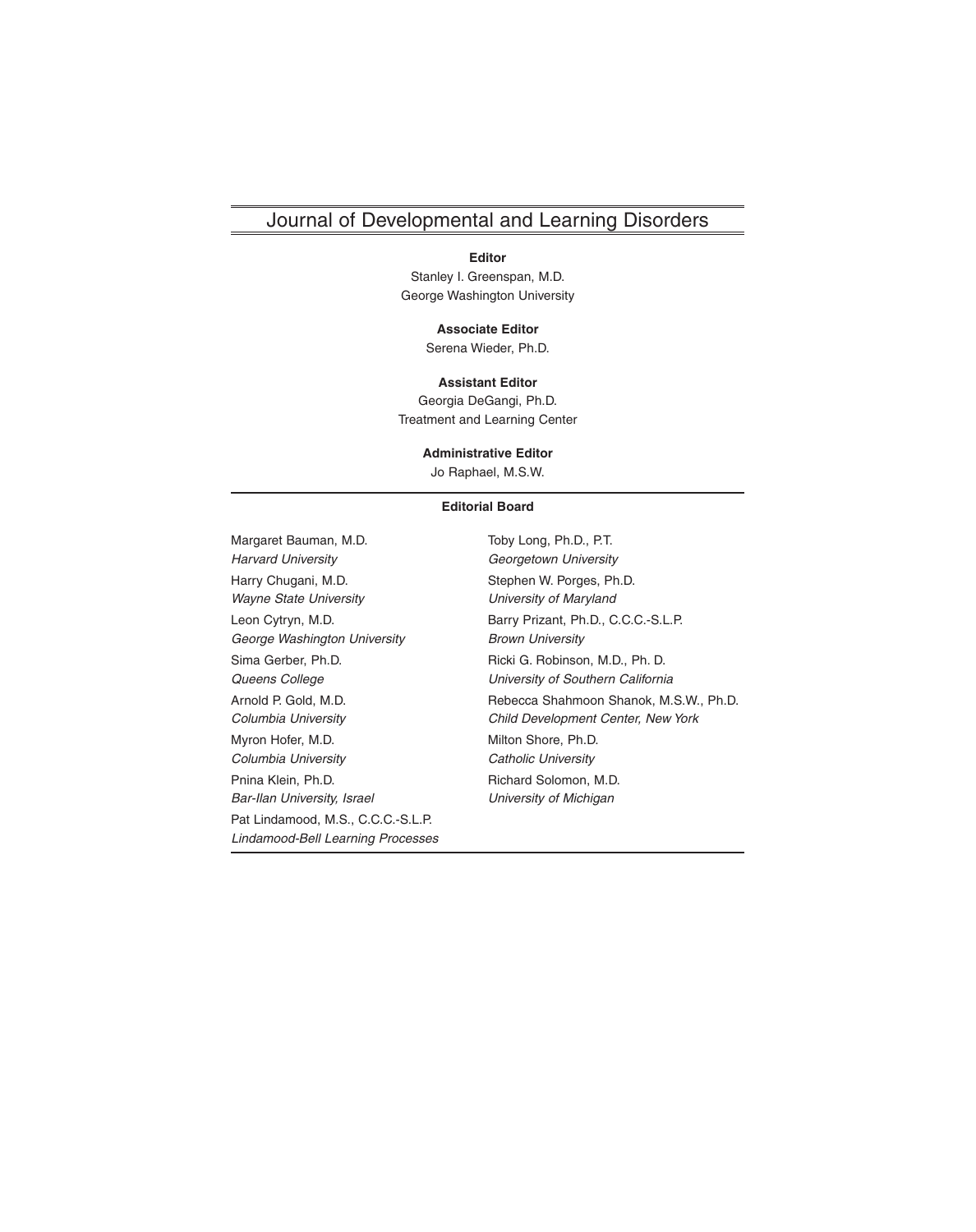# Journal of Developmental and Learning Disorders

**Editor**
Stanley I. Greenspan, M.D.
George Washington University

**Associate Editor**
Serena Wieder, Ph.D.

**Assistant Editor**
Georgia DeGangi, Ph.D.
Treatment and Learning Center

**Administrative Editor**
Jo Raphael, M.S.W.

## Editorial Board

Margaret Bauman, M.D.
*Harvard University*

Harry Chugani, M.D.
*Wayne State University*

Leon Cytryn, M.D.
*George Washington University*

Sima Gerber, Ph.D.
*Queens College*

Arnold P. Gold, M.D.
*Columbia University*

Myron Hofer, M.D.
*Columbia University*

Pnina Klein, Ph.D.
*Bar-Ilan University, Israel*

Pat Lindamood, M.S., C.C.C.-S.L.P.
*Lindamood-Bell Learning Processes*

Toby Long, Ph.D., P.T.
*Georgetown University*

Stephen W. Porges, Ph.D.
*University of Maryland*

Barry Prizant, Ph.D., C.C.C.-S.L.P.
*Brown University*

Ricki G. Robinson, M.D., Ph. D.
*University of Southern California*

Rebecca Shahmoon Shanok, M.S.W., Ph.D.
*Child Development Center, New York*

Milton Shore, Ph.D.
*Catholic University*

Richard Solomon, M.D.
*University of Michigan*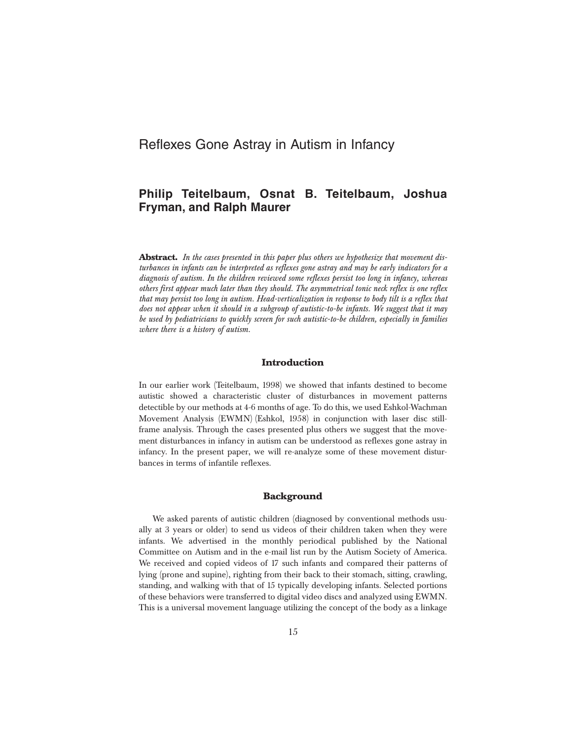# Reflexes Gone Astray in Autism in Infancy

## Philip Teitelbaum, Osnat B. Teitelbaum, Joshua Fryman, and Ralph Maurer

**Abstract.** *In the cases presented in this paper plus others we hypothesize that movement disturbances in infants can be interpreted as reflexes gone astray and may be early indicators for a diagnosis of autism. In the children reviewed some reflexes persist too long in infancy, whereas others first appear much later than they should. The asymmetrical tonic neck reflex is one reflex that may persist too long in autism. Head-verticalization in response to body tilt is a reflex that does not appear when it should in a subgroup of autistic-to-be infants. We suggest that it may be used by pediatricians to quickly screen for such autistic-to-be children, especially in families where there is a history of autism.*

### Introduction

In our earlier work (Teitelbaum, 1998) we showed that infants destined to become autistic showed a characteristic cluster of disturbances in movement patterns detectible by our methods at 4-6 months of age. To do this, we used Eshkol-Wachman Movement Analysis (EWMN) (Eshkol, 1958) in conjunction with laser disc still-frame analysis. Through the cases presented plus others we suggest that the movement disturbances in infancy in autism can be understood as reflexes gone astray in infancy. In the present paper, we will re-analyze some of these movement disturbances in terms of infantile reflexes.

### Background

We asked parents of autistic children (diagnosed by conventional methods usually at 3 years or older) to send us videos of their children taken when they were infants. We advertised in the monthly periodical published by the National Committee on Autism and in the e-mail list run by the Autism Society of America. We received and copied videos of 17 such infants and compared their patterns of lying (prone and supine), righting from their back to their stomach, sitting, crawling, standing, and walking with that of 15 typically developing infants. Selected portions of these behaviors were transferred to digital video discs and analyzed using EWMN. This is a universal movement language utilizing the concept of the body as a linkage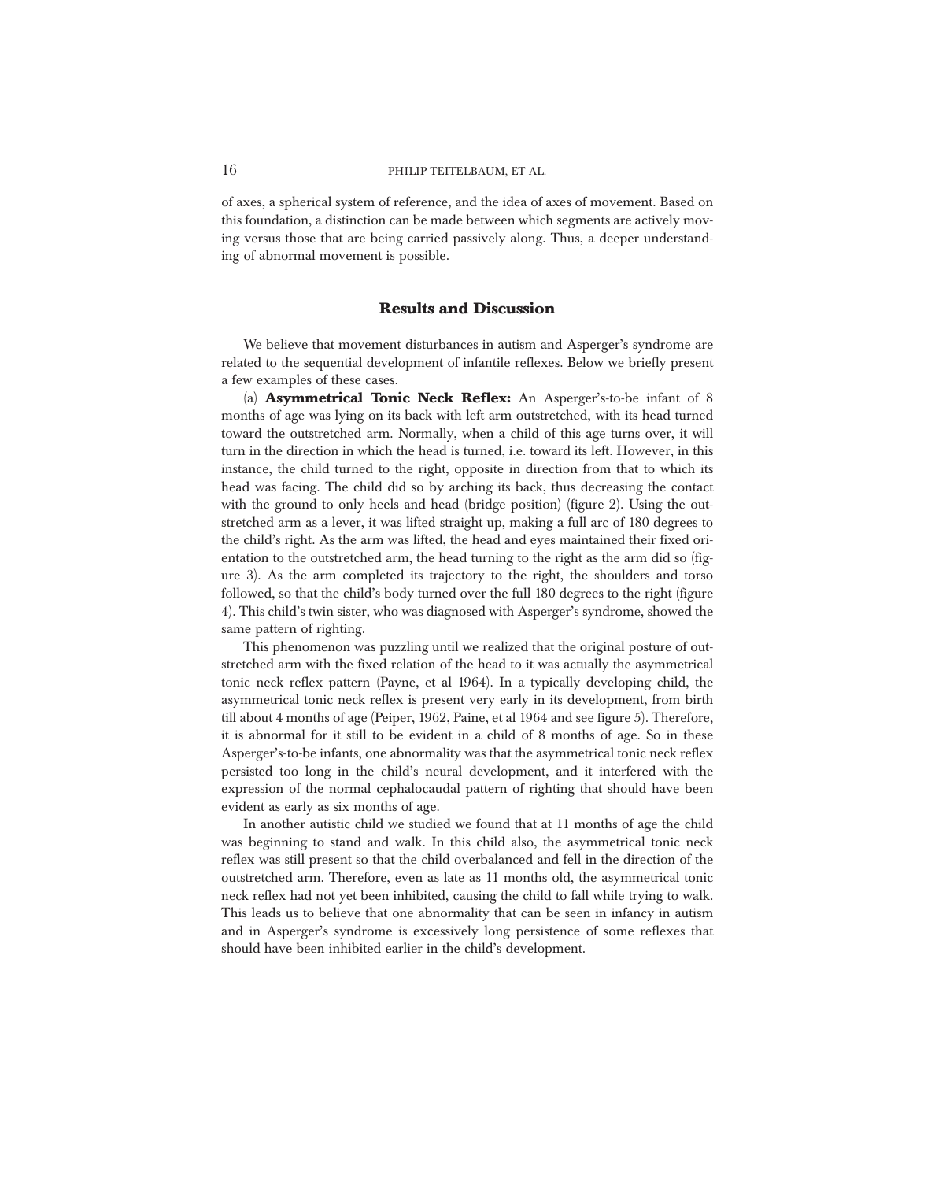of axes, a spherical system of reference, and the idea of axes of movement. Based on this foundation, a distinction can be made between which segments are actively moving versus those that are being carried passively along. Thus, a deeper understanding of abnormal movement is possible.

## Results and Discussion

We believe that movement disturbances in autism and Asperger's syndrome are related to the sequential development of infantile reflexes. Below we briefly present a few examples of these cases.

(a) **Asymmetrical Tonic Neck Reflex:** An Asperger's-to-be infant of 8 months of age was lying on its back with left arm outstretched, with its head turned toward the outstretched arm. Normally, when a child of this age turns over, it will turn in the direction in which the head is turned, i.e. toward its left. However, in this instance, the child turned to the right, opposite in direction from that to which its head was facing. The child did so by arching its back, thus decreasing the contact with the ground to only heels and head (bridge position) (figure 2). Using the outstretched arm as a lever, it was lifted straight up, making a full arc of 180 degrees to the child's right. As the arm was lifted, the head and eyes maintained their fixed orientation to the outstretched arm, the head turning to the right as the arm did so (figure 3). As the arm completed its trajectory to the right, the shoulders and torso followed, so that the child's body turned over the full 180 degrees to the right (figure 4). This child's twin sister, who was diagnosed with Asperger's syndrome, showed the same pattern of righting.

This phenomenon was puzzling until we realized that the original posture of outstretched arm with the fixed relation of the head to it was actually the asymmetrical tonic neck reflex pattern (Payne, et al 1964). In a typically developing child, the asymmetrical tonic neck reflex is present very early in its development, from birth till about 4 months of age (Peiper, 1962, Paine, et al 1964 and see figure 5). Therefore, it is abnormal for it still to be evident in a child of 8 months of age. So in these Asperger's-to-be infants, one abnormality was that the asymmetrical tonic neck reflex persisted too long in the child's neural development, and it interfered with the expression of the normal cephalocaudal pattern of righting that should have been evident as early as six months of age.

In another autistic child we studied we found that at 11 months of age the child was beginning to stand and walk. In this child also, the asymmetrical tonic neck reflex was still present so that the child overbalanced and fell in the direction of the outstretched arm. Therefore, even as late as 11 months old, the asymmetrical tonic neck reflex had not yet been inhibited, causing the child to fall while trying to walk. This leads us to believe that one abnormality that can be seen in infancy in autism and in Asperger's syndrome is excessively long persistence of some reflexes that should have been inhibited earlier in the child's development.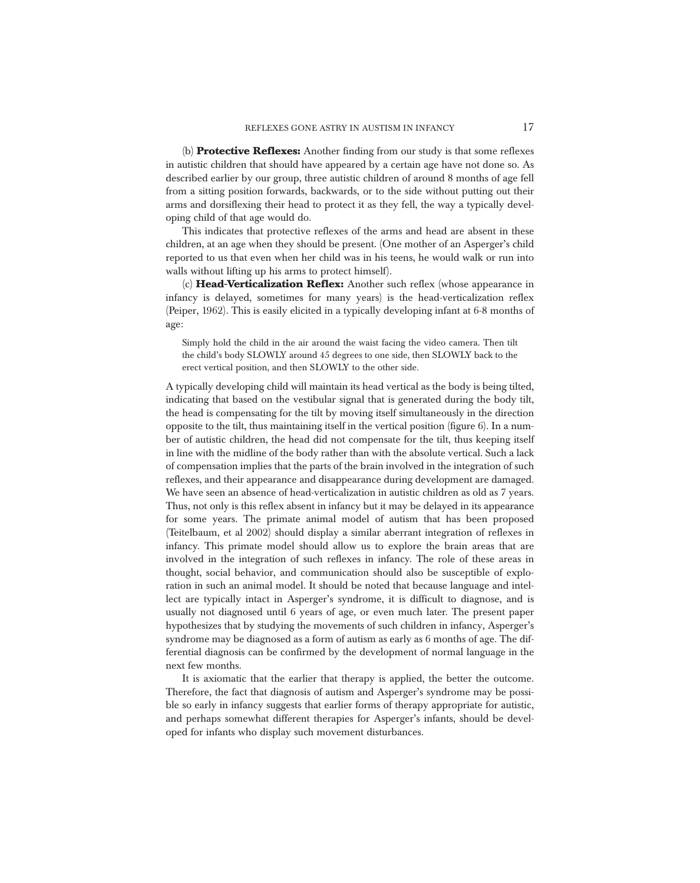(b) **Protective Reflexes:** Another finding from our study is that some reflexes in autistic children that should have appeared by a certain age have not done so. As described earlier by our group, three autistic children of around 8 months of age fell from a sitting position forwards, backwards, or to the side without putting out their arms and dorsiflexing their head to protect it as they fell, the way a typically developing child of that age would do.

This indicates that protective reflexes of the arms and head are absent in these children, at an age when they should be present. (One mother of an Asperger's child reported to us that even when her child was in his teens, he would walk or run into walls without lifting up his arms to protect himself).

(c) **Head-Verticalization Reflex:** Another such reflex (whose appearance in infancy is delayed, sometimes for many years) is the head-verticalization reflex (Peiper, 1962). This is easily elicited in a typically developing infant at 6-8 months of age:

> Simply hold the child in the air around the waist facing the video camera. Then tilt the child's body SLOWLY around 45 degrees to one side, then SLOWLY back to the erect vertical position, and then SLOWLY to the other side.

A typically developing child will maintain its head vertical as the body is being tilted, indicating that based on the vestibular signal that is generated during the body tilt, the head is compensating for the tilt by moving itself simultaneously in the direction opposite to the tilt, thus maintaining itself in the vertical position (figure 6). In a number of autistic children, the head did not compensate for the tilt, thus keeping itself in line with the midline of the body rather than with the absolute vertical. Such a lack of compensation implies that the parts of the brain involved in the integration of such reflexes, and their appearance and disappearance during development are damaged. We have seen an absence of head-verticalization in autistic children as old as 7 years. Thus, not only is this reflex absent in infancy but it may be delayed in its appearance for some years. The primate animal model of autism that has been proposed (Teitelbaum, et al 2002) should display a similar aberrant integration of reflexes in infancy. This primate model should allow us to explore the brain areas that are involved in the integration of such reflexes in infancy. The role of these areas in thought, social behavior, and communication should also be susceptible of exploration in such an animal model. It should be noted that because language and intellect are typically intact in Asperger's syndrome, it is difficult to diagnose, and is usually not diagnosed until 6 years of age, or even much later. The present paper hypothesizes that by studying the movements of such children in infancy, Asperger's syndrome may be diagnosed as a form of autism as early as 6 months of age. The differential diagnosis can be confirmed by the development of normal language in the next few months.

It is axiomatic that the earlier that therapy is applied, the better the outcome. Therefore, the fact that diagnosis of autism and Asperger's syndrome may be possible so early in infancy suggests that earlier forms of therapy appropriate for autistic, and perhaps somewhat different therapies for Asperger's infants, should be developed for infants who display such movement disturbances.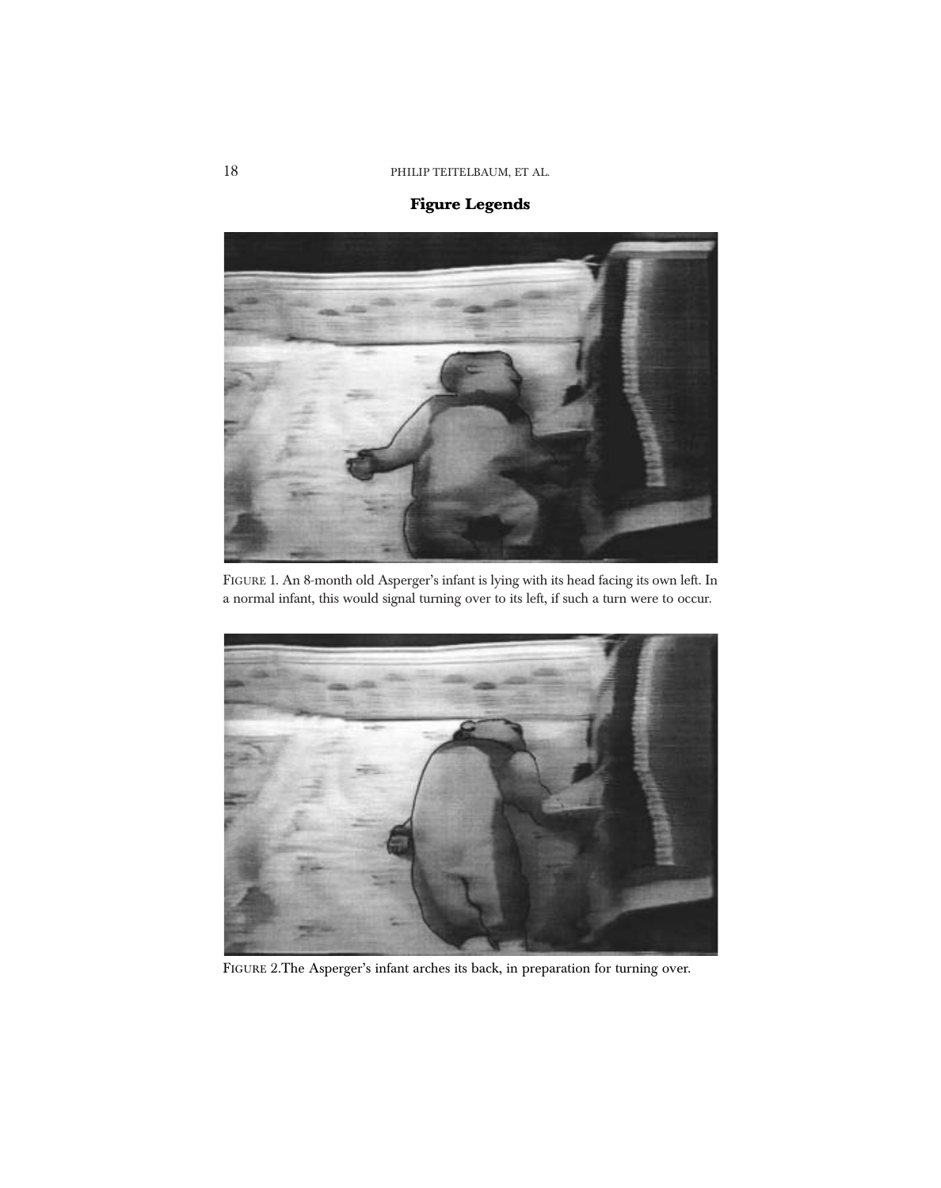## Figure Legends

FIGURE 1. An 8-month old Asperger's infant is lying with its head facing its own left. In a normal infant, this would signal turning over to its left, if such a turn were to occur.

FIGURE 2.The Asperger's infant arches its back, in preparation for turning over.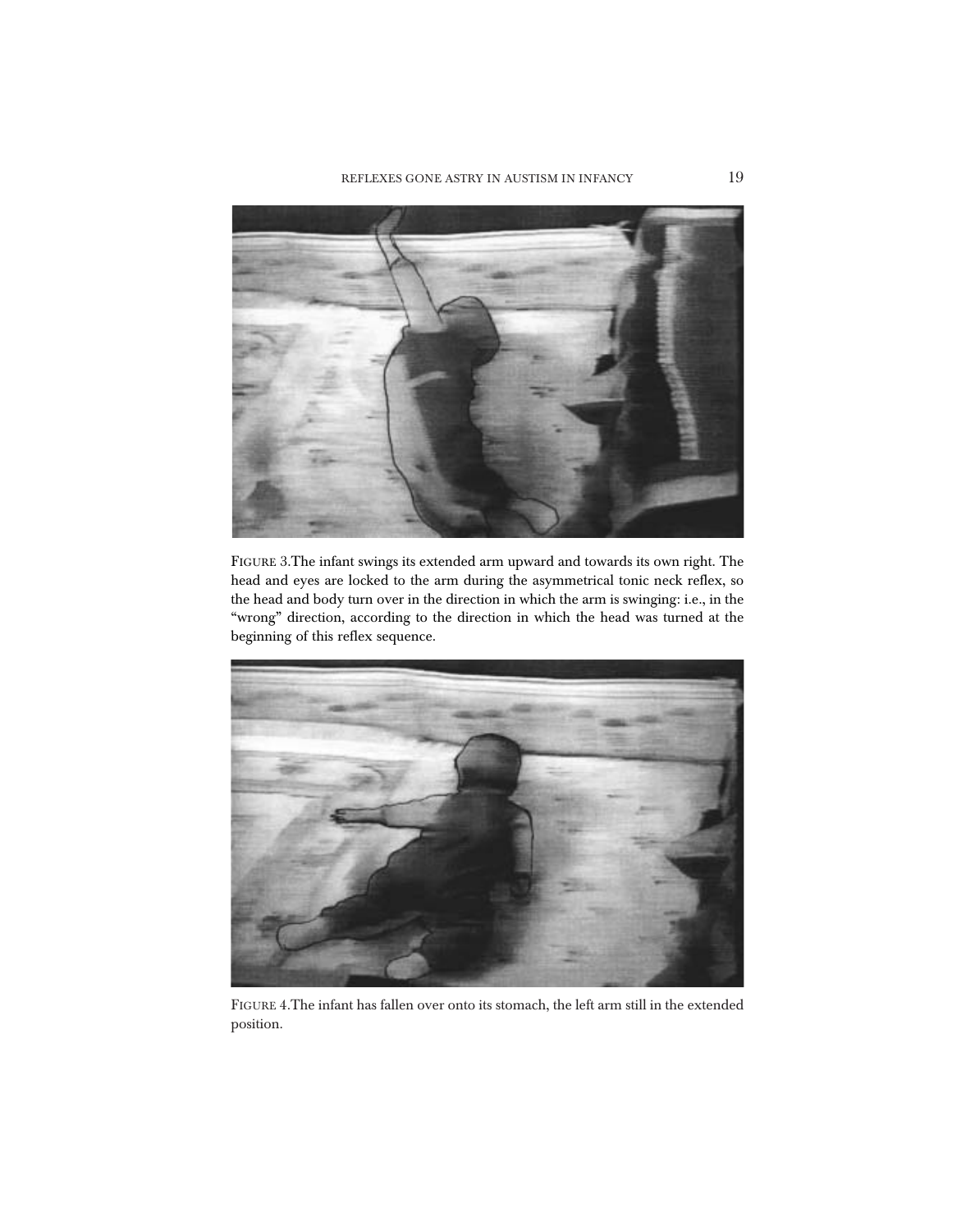FIGURE 3. The infant swings its extended arm upward and towards its own right. The head and eyes are locked to the arm during the asymmetrical tonic neck reflex, so the head and body turn over in the direction in which the arm is swinging: i.e., in the "wrong" direction, according to the direction in which the head was turned at the beginning of this reflex sequence.

FIGURE 4. The infant has fallen over onto its stomach, the left arm still in the extended position.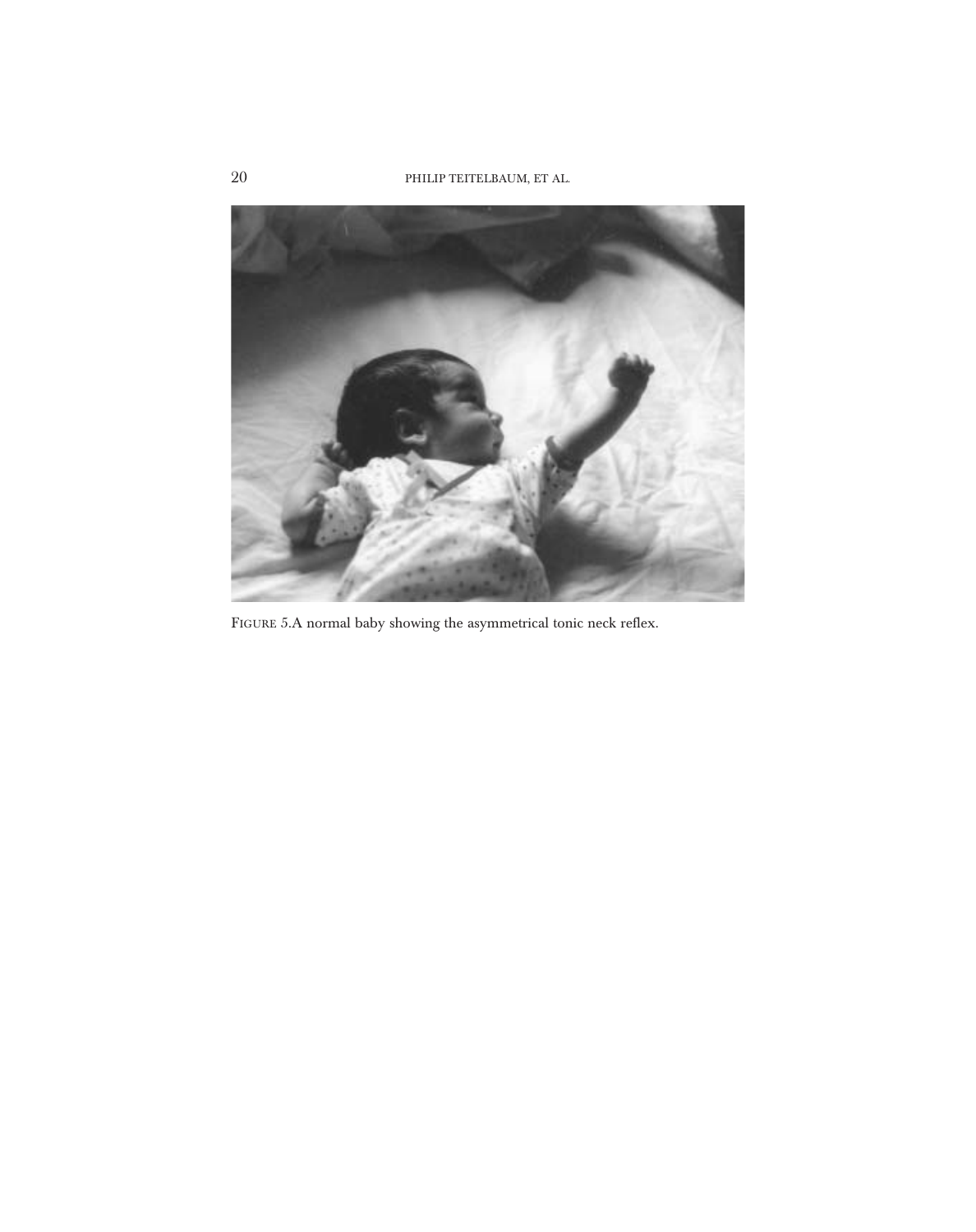FIGURE 5. A normal baby showing the asymmetrical tonic neck reflex.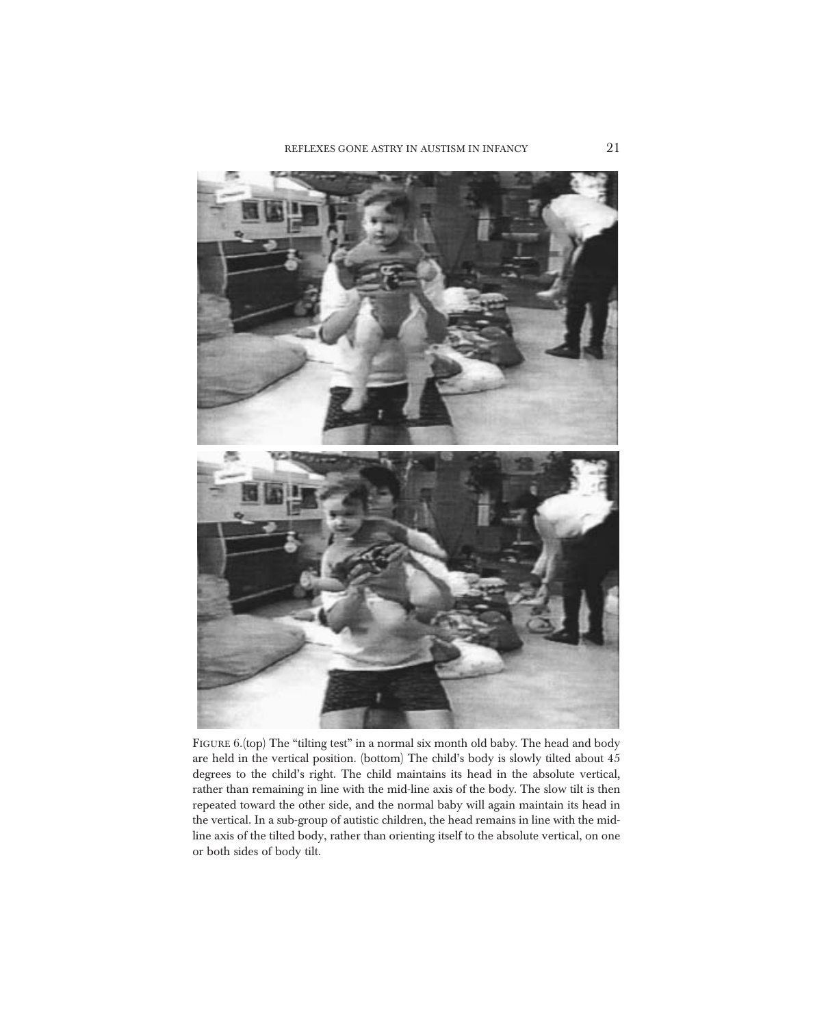FIGURE 6.(top) The "tilting test" in a normal six month old baby. The head and body are held in the vertical position. (bottom) The child's body is slowly tilted about 45 degrees to the child's right. The child maintains its head in the absolute vertical, rather than remaining in line with the mid-line axis of the body. The slow tilt is then repeated toward the other side, and the normal baby will again maintain its head in the vertical. In a sub-group of autistic children, the head remains in line with the mid-line axis of the tilted body, rather than orienting itself to the absolute vertical, on one or both sides of body tilt.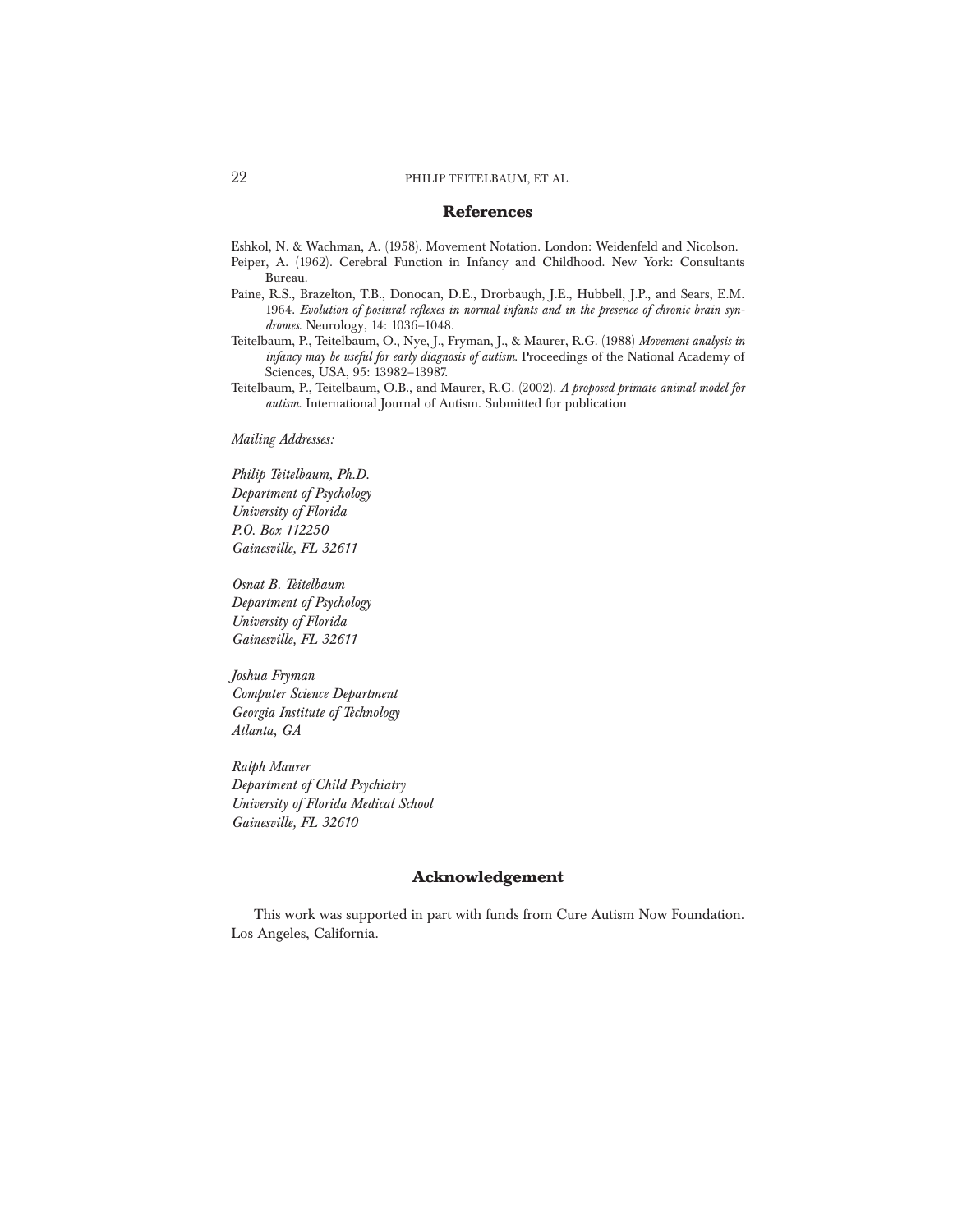## References

Eshkol, N. & Wachman, A. (1958). Movement Notation. London: Weidenfeld and Nicolson.

Peiper, A. (1962). Cerebral Function in Infancy and Childhood. New York: Consultants Bureau.

Paine, R.S., Brazelton, T.B., Donocan, D.E., Drorbaugh, J.E., Hubbell, J.P., and Sears, E.M. 1964. *Evolution of postural reflexes in normal infants and in the presence of chronic brain syndromes.* Neurology, 14: 1036–1048.

Teitelbaum, P., Teitelbaum, O., Nye, J., Fryman, J., & Maurer, R.G. (1988) *Movement analysis in infancy may be useful for early diagnosis of autism.* Proceedings of the National Academy of Sciences, USA, 95: 13982–13987.

Teitelbaum, P., Teitelbaum, O.B., and Maurer, R.G. (2002). *A proposed primate animal model for autism.* International Journal of Autism. Submitted for publication

*Mailing Addresses:*

*Philip Teitelbaum, Ph.D.*
*Department of Psychology*
*University of Florida*
*P.O. Box 112250*
*Gainesville, FL 32611*

*Osnat B. Teitelbaum*
*Department of Psychology*
*University of Florida*
*Gainesville, FL 32611*

*Joshua Fryman*
*Computer Science Department*
*Georgia Institute of Technology*
*Atlanta, GA*

*Ralph Maurer*
*Department of Child Psychiatry*
*University of Florida Medical School*
*Gainesville, FL 32610*

## Acknowledgement

This work was supported in part with funds from Cure Autism Now Foundation. Los Angeles, California.